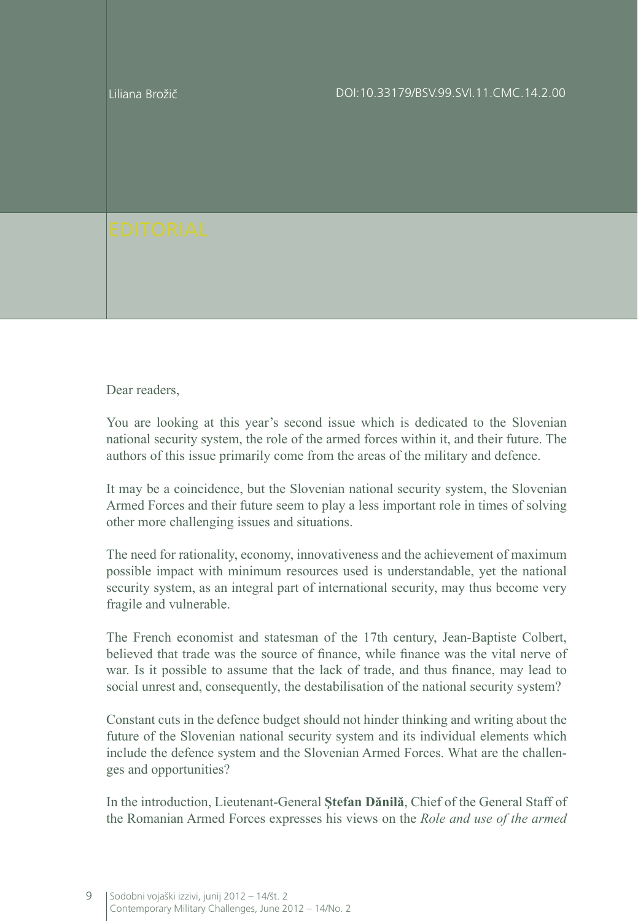Liliana Brožič

DOI:10.33179/BSV.99.SVI.11.CMC.14.2.00

# EDITORIAL

Dear readers,

You are looking at this year's second issue which is dedicated to the Slovenian national security system, the role of the armed forces within it, and their future. The authors of this issue primarily come from the areas of the military and defence.

It may be a coincidence, but the Slovenian national security system, the Slovenian Armed Forces and their future seem to play a less important role in times of solving other more challenging issues and situations.

The need for rationality, economy, innovativeness and the achievement of maximum possible impact with minimum resources used is understandable, yet the national security system, as an integral part of international security, may thus become very fragile and vulnerable.

The French economist and statesman of the 17th century, Jean-Baptiste Colbert, believed that trade was the source of finance, while finance was the vital nerve of war. Is it possible to assume that the lack of trade, and thus finance, may lead to social unrest and, consequently, the destabilisation of the national security system?

Constant cuts in the defence budget should not hinder thinking and writing about the future of the Slovenian national security system and its individual elements which include the defence system and the Slovenian Armed Forces. What are the challenges and opportunities?

In the introduction, Lieutenant-General **Ştefan Dănilă**, Chief of the General Staff of the Romanian Armed Forces expresses his views on the *Role and use of the armed*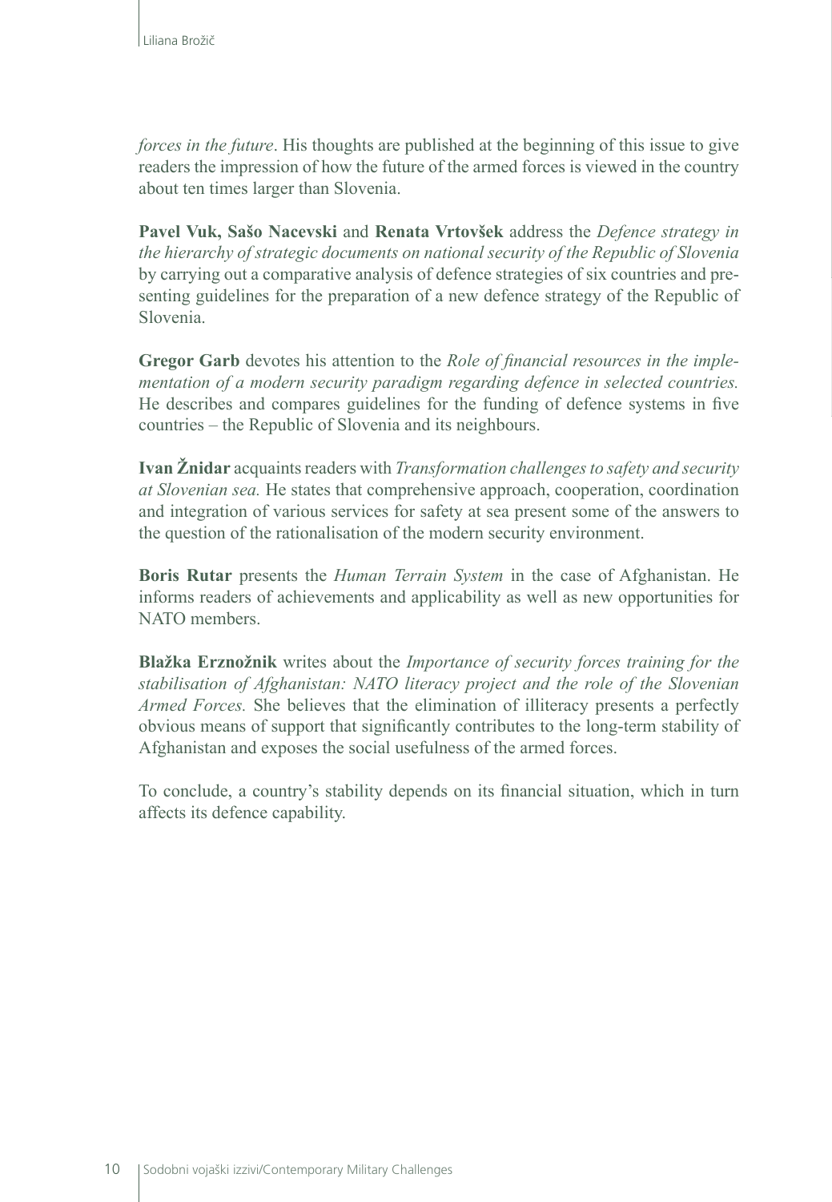*forces in the future*. His thoughts are published at the beginning of this issue to give readers the impression of how the future of the armed forces is viewed in the country about ten times larger than Slovenia.

**Pavel Vuk, Sašo Nacevski** and **Renata Vrtovšek** address the *Defence strategy in the hierarchy of strategic documents on national security of the Republic of Slovenia* by carrying out a comparative analysis of defence strategies of six countries and presenting guidelines for the preparation of a new defence strategy of the Republic of Slovenia.

**Gregor Garb** devotes his attention to the *Role of financial resources in the implementation of a modern security paradigm regarding defence in selected countries.* He describes and compares guidelines for the funding of defence systems in five countries – the Republic of Slovenia and its neighbours.

**Ivan Žnidar** acquaints readers with *Transformation challenges to safety and security at Slovenian sea.* He states that comprehensive approach, cooperation, coordination and integration of various services for safety at sea present some of the answers to the question of the rationalisation of the modern security environment.

**Boris Rutar** presents the *Human Terrain System* in the case of Afghanistan. He informs readers of achievements and applicability as well as new opportunities for NATO members.

**Blažka Erznožnik** writes about the *Importance of security forces training for the stabilisation of Afghanistan: NATO literacy project and the role of the Slovenian Armed Forces.* She believes that the elimination of illiteracy presents a perfectly obvious means of support that significantly contributes to the long-term stability of Afghanistan and exposes the social usefulness of the armed forces.

To conclude, a country's stability depends on its financial situation, which in turn affects its defence capability.